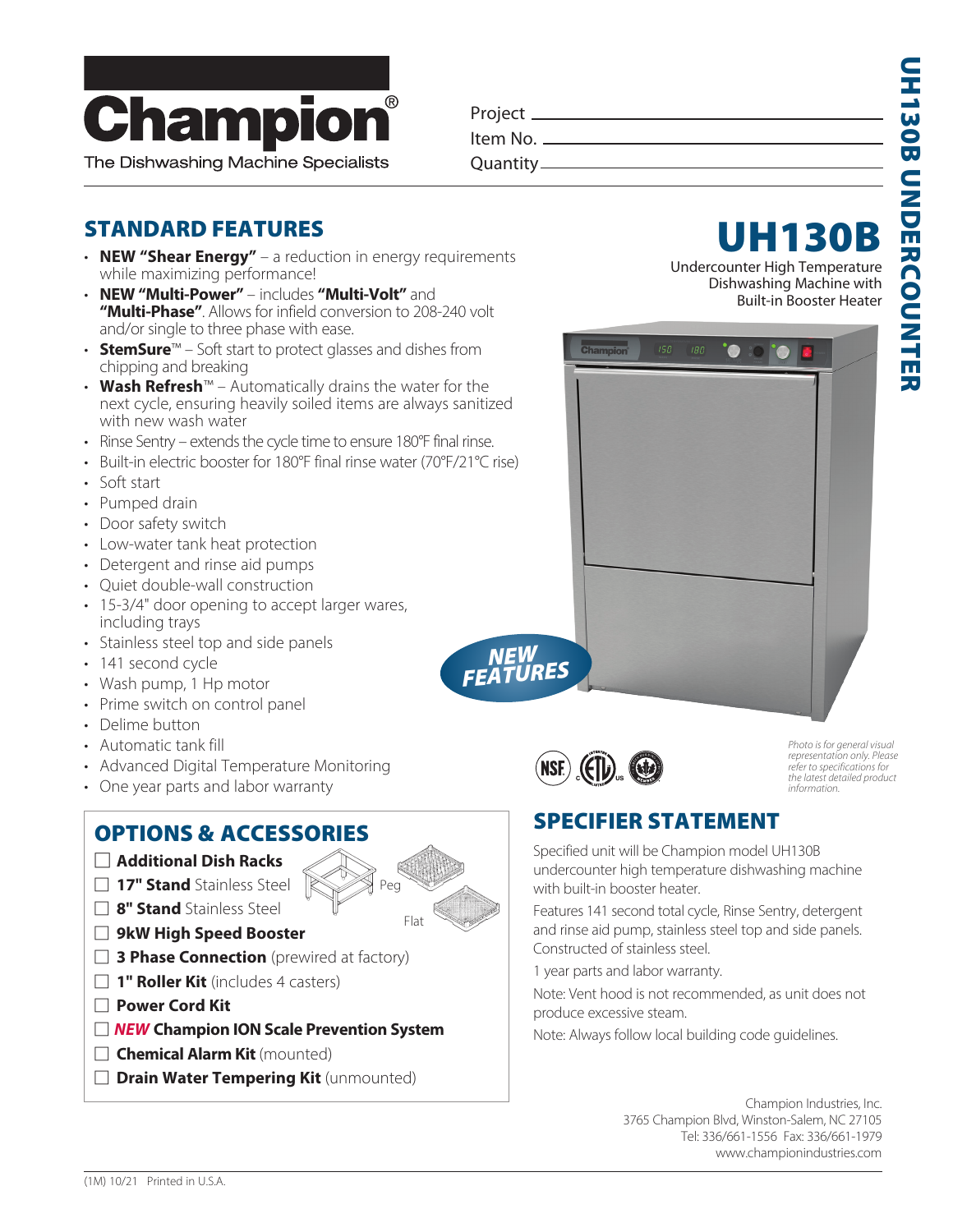# Champion®

The Dishwashing Machine Specialists

Project ______________________

Item No. ______________________

Quantity ______________________

# UH130B

Undercounter High Temperature Dishwashing Machine with Built-in Booster Heater

## STANDARD FEATURES

- **NEW "Shear Energy"** – a reduction in energy requirements while maximizing performance!
- **NEW "Multi-Power"** – includes **"Multi-Volt"** and **"Multi-Phase"**. Allows for infield conversion to 208-240 volt and/or single to three phase with ease.
- **StemSure**™ – Soft start to protect glasses and dishes from chipping and breaking
- **Wash Refresh**™ – Automatically drains the water for the next cycle, ensuring heavily soiled items are always sanitized with new wash water
- Rinse Sentry – extends the cycle time to ensure 180°F final rinse.
- Built-in electric booster for 180°F final rinse water (70°F/21°C rise)
- Soft start
- Pumped drain
- Door safety switch
- Low-water tank heat protection
- Detergent and rinse aid pumps
- Quiet double-wall construction
- 15-3/4" door opening to accept larger wares, including trays
- Stainless steel top and side panels
- 141 second cycle
- Wash pump, 1 Hp motor
- Prime switch on control panel
- Delime button
- Automatic tank fill
- Advanced Digital Temperature Monitoring
- One year parts and labor warranty

*NEW FEATURES*

*Photo is for general visual representation only. Please refer to specifications for the latest detailed product information.*

## OPTIONS & ACCESSORIES

- ☐ **Additional Dish Racks**
- ☐ **17" Stand** Stainless Steel
- ☐ **8" Stand** Stainless Steel
- ☐ **9kW High Speed Booster**
- ☐ **3 Phase Connection** (prewired at factory)
- ☐ **1" Roller Kit** (includes 4 casters)
- ☐ **Power Cord Kit**
- ☐ ***NEW*** **Champion ION Scale Prevention System**
- ☐ **Chemical Alarm Kit** (mounted)
- ☐ **Drain Water Tempering Kit** (unmounted)

Peg

Flat

## SPECIFIER STATEMENT

Specified unit will be Champion model UH130B undercounter high temperature dishwashing machine with built-in booster heater.

Features 141 second total cycle, Rinse Sentry, detergent and rinse aid pump, stainless steel top and side panels. Constructed of stainless steel.

1 year parts and labor warranty.

Note: Vent hood is not recommended, as unit does not produce excessive steam.

Note: Always follow local building code guidelines.

Champion Industries, Inc.
3765 Champion Blvd, Winston-Salem, NC 27105
Tel: 336/661-1556 Fax: 336/661-1979
www.championindustries.com

(1M) 10/21 Printed in U.S.A.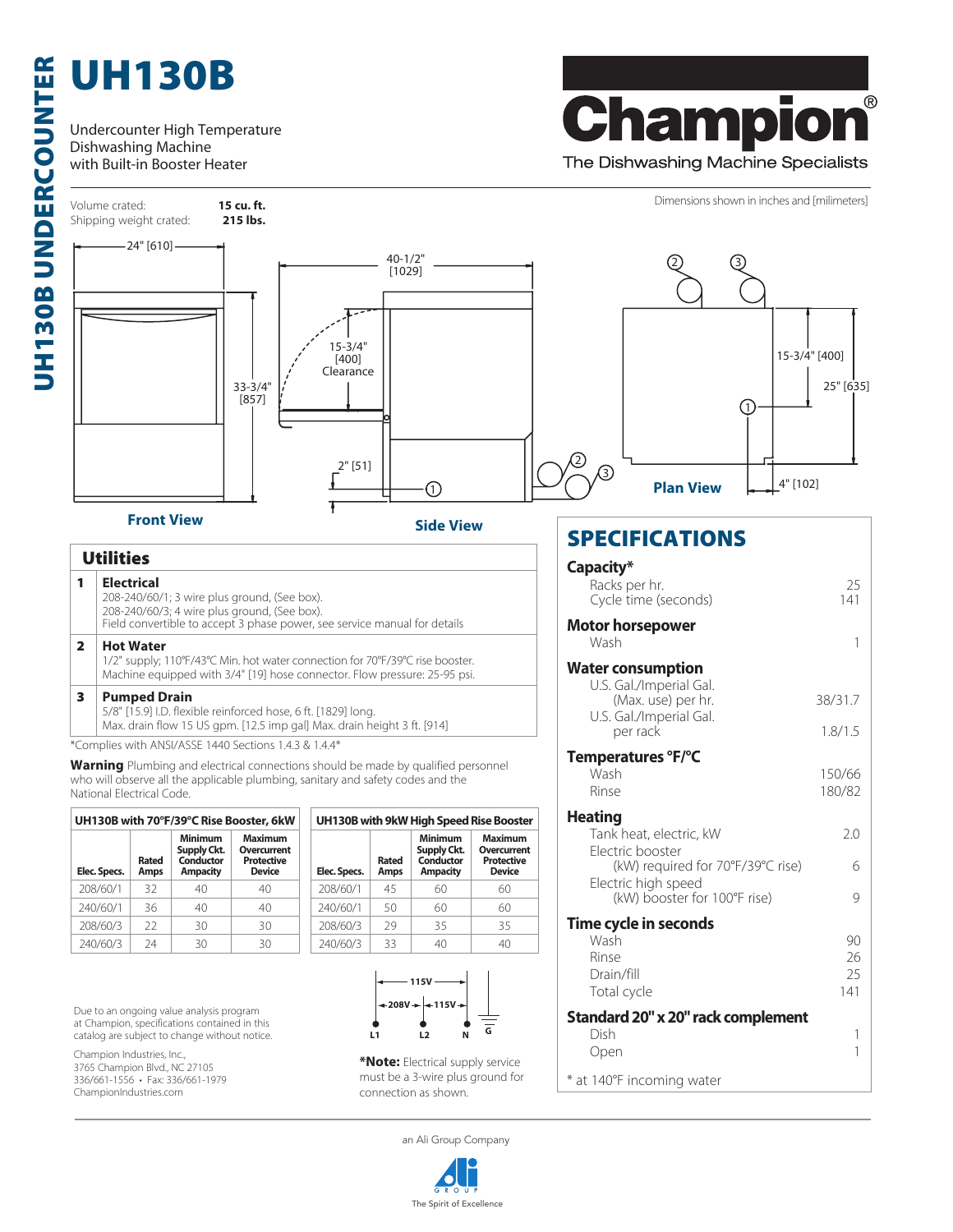UH130B UNDERCOUNTER

# UH130B

Undercounter High Temperature Dishwashing Machine with Built-in Booster Heater

Champion®

The Dishwashing Machine Specialists

Volume crated: **15 cu. ft.**
Shipping weight crated: **215 lbs.**

Dimensions shown in inches and [milimeters]

24" [610]
33-3/4" [857]
40-1/2" [1029]
15-3/4" [400] Clearance
2" [51]
15-3/4" [400]
25" [635]
4" [102]

Front View

Side View

Plan View

## Utilities

| | |
|---|---|
| **1** | **Electrical**<br>208-240/60/1; 3 wire plus ground, (See box).<br>208-240/60/3; 4 wire plus ground, (See box).<br>Field convertible to accept 3 phase power, see service manual for details |
| **2** | **Hot Water**<br>1/2" supply; 110°F/43°C Min. hot water connection for 70°F/39°C rise booster.<br>Machine equipped with 3/4" [19] hose connector. Flow pressure: 25-95 psi. |
| **3** | **Pumped Drain**<br>5/8" [15.9] I.D. flexible reinforced hose, 6 ft. [1829] long.<br>Max. drain flow 15 US gpm. [12.5 imp gal] Max. drain height 3 ft. [914] |

*Complies with ANSI/ASSE 1440 Sections 1.4.3 & 1.4.4*

**Warning** Plumbing and electrical connections should be made by qualified personnel who will observe all the applicable plumbing, sanitary and safety codes and the National Electrical Code.

**UH130B with 70°F/39°C Rise Booster, 6kW**

| Elec. Specs. | Rated Amps | Minimum Supply Ckt. Conductor Ampacity | Maximum Overcurrent Protective Device |
|---|---|---|---|
| 208/60/1 | 32 | 40 | 40 |
| 240/60/1 | 36 | 40 | 40 |
| 208/60/3 | 22 | 30 | 30 |
| 240/60/3 | 24 | 30 | 30 |

**UH130B with 9kW High Speed Rise Booster**

| Elec. Specs. | Rated Amps | Minimum Supply Ckt. Conductor Ampacity | Maximum Overcurrent Protective Device |
|---|---|---|---|
| 208/60/1 | 45 | 60 | 60 |
| 240/60/1 | 50 | 60 | 60 |
| 208/60/3 | 29 | 35 | 35 |
| 240/60/3 | 33 | 40 | 40 |

115V
208V 115V
L1 L2 N G

***Note:** Electrical supply service must be a 3-wire plus ground for connection as shown.

Due to an ongoing value analysis program at Champion, specifications contained in this catalog are subject to change without notice.

Champion Industries, Inc.,
3765 Champion Blvd., NC 27105
336/661-1556 • Fax: 336/661-1979
ChampionIndustries.com

## SPECIFICATIONS

| | |
|---|---|
| **Capacity*** | |
| Racks per hr. | 25 |
| Cycle time (seconds) | 141 |
| **Motor horsepower** | |
| Wash | 1 |
| **Water consumption** | |
| U.S. Gal./Imperial Gal. (Max. use) per hr. | 38/31.7 |
| U.S. Gal./Imperial Gal. per rack | 1.8/1.5 |
| **Temperatures °F/°C** | |
| Wash | 150/66 |
| Rinse | 180/82 |
| **Heating** | |
| Tank heat, electric, kW | 2.0 |
| Electric booster (kW) required for 70°F/39°C rise) | 6 |
| Electric high speed (kW) booster for 100°F rise) | 9 |
| **Time cycle in seconds** | |
| Wash | 90 |
| Rinse | 26 |
| Drain/fill | 25 |
| Total cycle | 141 |
| **Standard 20" x 20" rack complement** | |
| Dish | 1 |
| Open | 1 |

* at 140°F incoming water

an Ali Group Company

The Spirit of Excellence